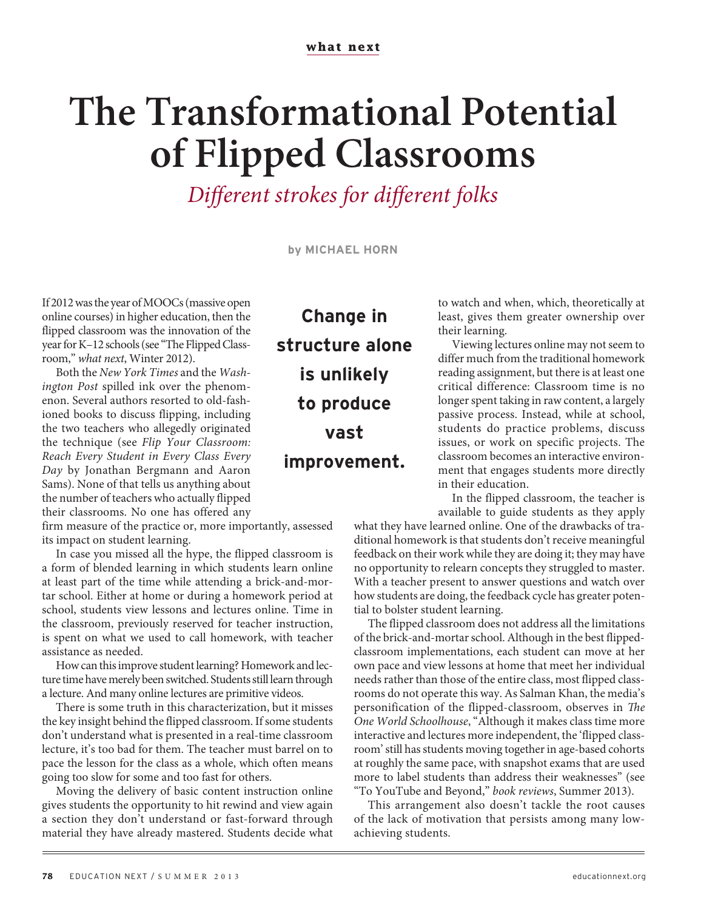**what next**

# The Transformational Potential of Flipped Classrooms

*Different strokes for different folks*

by **MICHAEL HORN**

If 2012 was the year of MOOCs (massive open online courses) in higher education, then the flipped classroom was the innovation of the year for K–12 schools (see "The Flipped Classroom," *what next*, Winter 2012).

Both the *New York Times* and the *Washington Post* spilled ink over the phenomenon. Several authors resorted to old-fashioned books to discuss flipping, including the two teachers who allegedly originated the technique (see *Flip Your Classroom: Reach Every Student in Every Class Every Day* by Jonathan Bergmann and Aaron Sams). None of that tells us anything about the number of teachers who actually flipped their classrooms. No one has offered any firm measure of the practice or, more importantly, assessed its impact on student learning.

**Change in structure alone is unlikely to produce vast improvement.**

In case you missed all the hype, the flipped classroom is a form of blended learning in which students learn online at least part of the time while attending a brick-and-mortar school. Either at home or during a homework period at school, students view lessons and lectures online. Time in the classroom, previously reserved for teacher instruction, is spent on what we used to call homework, with teacher assistance as needed.

How can this improve student learning? Homework and lecture time have merely been switched. Students still learn through a lecture. And many online lectures are primitive videos.

There is some truth in this characterization, but it misses the key insight behind the flipped classroom. If some students don't understand what is presented in a real-time classroom lecture, it's too bad for them. The teacher must barrel on to pace the lesson for the class as a whole, which often means going too slow for some and too fast for others.

Moving the delivery of basic content instruction online gives students the opportunity to hit rewind and view again a section they don't understand or fast-forward through material they have already mastered. Students decide what to watch and when, which, theoretically at least, gives them greater ownership over their learning.

Viewing lectures online may not seem to differ much from the traditional homework reading assignment, but there is at least one critical difference: Classroom time is no longer spent taking in raw content, a largely passive process. Instead, while at school, students do practice problems, discuss issues, or work on specific projects. The classroom becomes an interactive environment that engages students more directly in their education.

In the flipped classroom, the teacher is available to guide students as they apply what they have learned online. One of the drawbacks of traditional homework is that students don't receive meaningful feedback on their work while they are doing it; they may have no opportunity to relearn concepts they struggled to master. With a teacher present to answer questions and watch over how students are doing, the feedback cycle has greater potential to bolster student learning.

The flipped classroom does not address all the limitations of the brick-and-mortar school. Although in the best flipped-classroom implementations, each student can move at her own pace and view lessons at home that meet her individual needs rather than those of the entire class, most flipped classrooms do not operate this way. As Salman Khan, the media's personification of the flipped-classroom, observes in *The One World Schoolhouse*, "Although it makes class time more interactive and lectures more independent, the 'flipped classroom' still has students moving together in age-based cohorts at roughly the same pace, with snapshot exams that are used more to label students than address their weaknesses" (see "To YouTube and Beyond," *book reviews*, Summer 2013).

This arrangement also doesn't tackle the root causes of the lack of motivation that persists among many low-achieving students.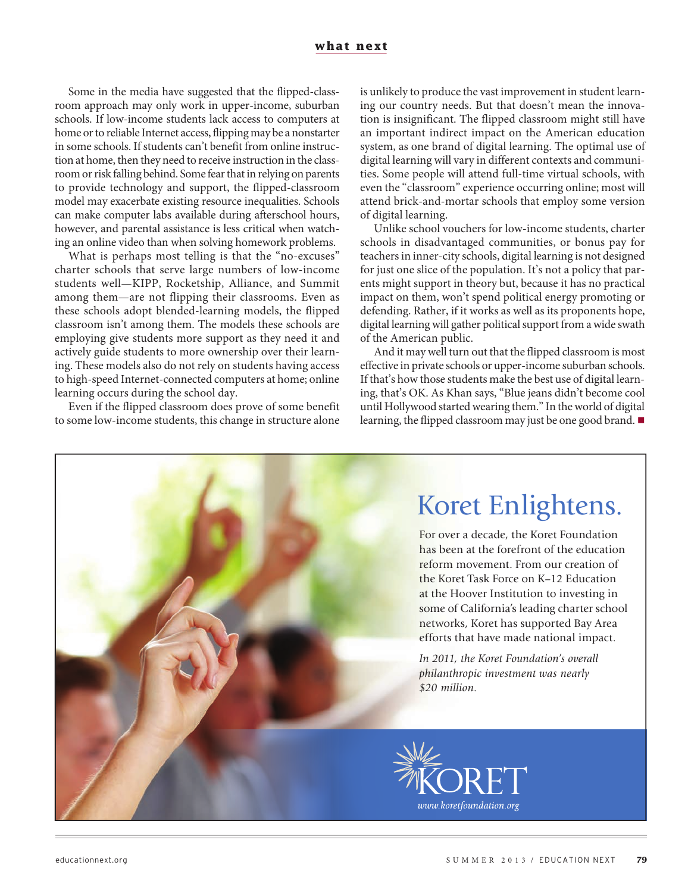Some in the media have suggested that the flipped-classroom approach may only work in upper-income, suburban schools. If low-income students lack access to computers at home or to reliable Internet access, flipping may be a nonstarter in some schools. If students can't benefit from online instruction at home, then they need to receive instruction in the classroom or risk falling behind. Some fear that in relying on parents to provide technology and support, the flipped-classroom model may exacerbate existing resource inequalities. Schools can make computer labs available during afterschool hours, however, and parental assistance is less critical when watching an online video than when solving homework problems.

What is perhaps most telling is that the "no-excuses" charter schools that serve large numbers of low-income students well—KIPP, Rocketship, Alliance, and Summit among them—are not flipping their classrooms. Even as these schools adopt blended-learning models, the flipped classroom isn't among them. The models these schools are employing give students more support as they need it and actively guide students to more ownership over their learning. These models also do not rely on students having access to high-speed Internet-connected computers at home; online learning occurs during the school day.

Even if the flipped classroom does prove of some benefit to some low-income students, this change in structure alone is unlikely to produce the vast improvement in student learning our country needs. But that doesn't mean the innovation is insignificant. The flipped classroom might still have an important indirect impact on the American education system, as one brand of digital learning. The optimal use of digital learning will vary in different contexts and communities. Some people will attend full-time virtual schools, with even the "classroom" experience occurring online; most will attend brick-and-mortar schools that employ some version of digital learning.

Unlike school vouchers for low-income students, charter schools in disadvantaged communities, or bonus pay for teachers in inner-city schools, digital learning is not designed for just one slice of the population. It's not a policy that parents might support in theory but, because it has no practical impact on them, won't spend political energy promoting or defending. Rather, if it works as well as its proponents hope, digital learning will gather political support from a wide swath of the American public.

And it may well turn out that the flipped classroom is most effective in private schools or upper-income suburban schools. If that's how those students make the best use of digital learning, that's OK. As Khan says, "Blue jeans didn't become cool until Hollywood started wearing them." In the world of digital learning, the flipped classroom may just be one good brand. ■

# Koret Enlightens.

For over a decade, the Koret Foundation has been at the forefront of the education reform movement. From our creation of the Koret Task Force on K–12 Education at the Hoover Institution to investing in some of California's leading charter school networks, Koret has supported Bay Area efforts that have made national impact.

*In 2011, the Koret Foundation's overall philanthropic investment was nearly $20 million.*

KORET

*www.koretfoundation.org*